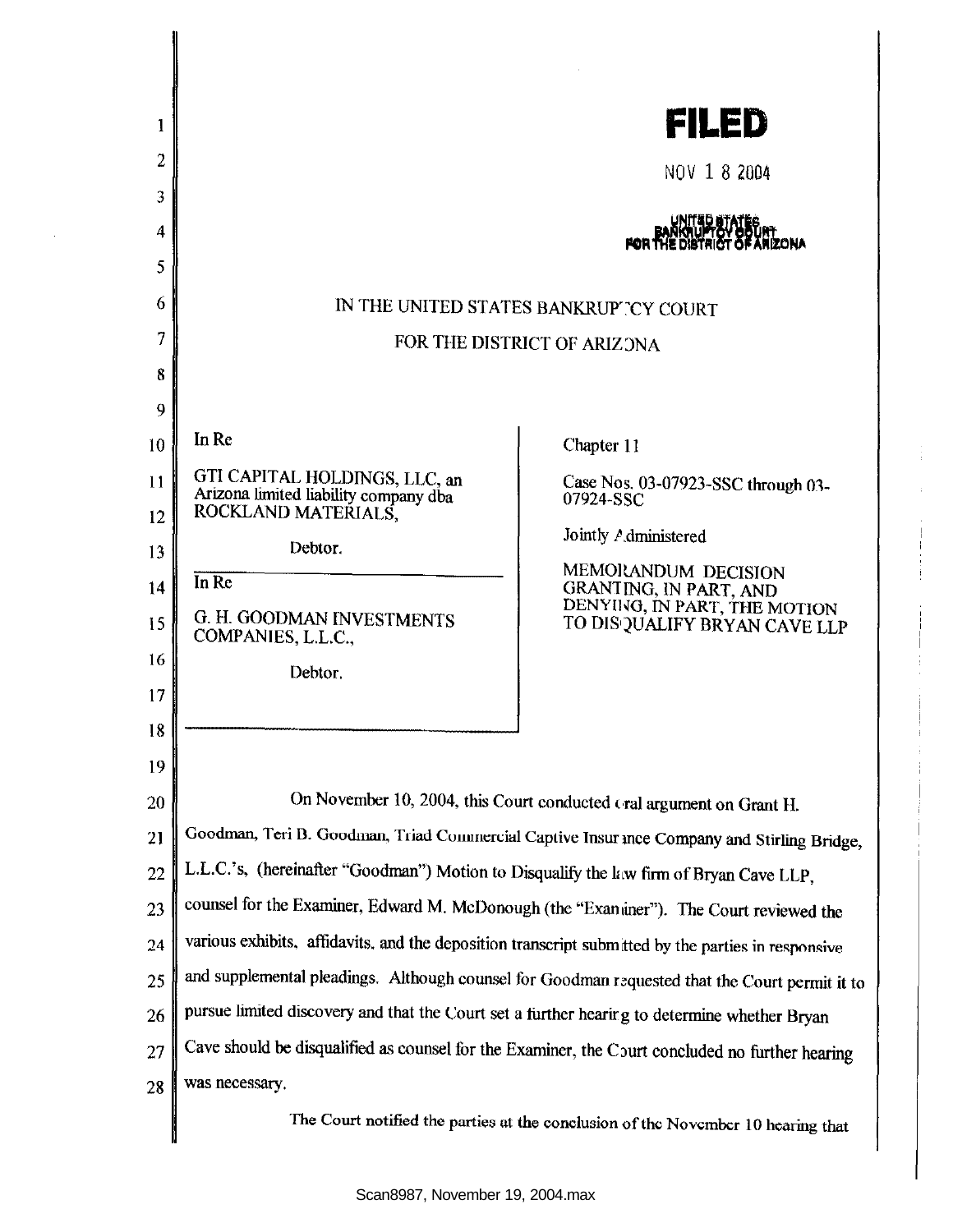**FILED**

NOV 1 8 2004

UNITED STATES BANKRUPTCY COURT FOR THE DISTRICT OF ARIZONA

IN THE UNITED STATES BANKRUPTCY COURT

FOR THE DISTRICT OF ARIZONA

| | |
|---|---|
| In Re<br><br>GTI CAPITAL HOLDINGS, LLC, an Arizona limited liability company dba ROCKLAND MATERIALS,<br><br>Debtor. | Chapter 11<br><br>Case Nos. 03-07923-SSC through 03-07924-SSC<br><br>Jointly Administered |
| In Re<br><br>G. H. GOODMAN INVESTMENTS COMPANIES, L.L.C.,<br><br>Debtor. | MEMORANDUM DECISION GRANTING, IN PART, AND DENYING, IN PART, THE MOTION TO DISQUALIFY BRYAN CAVE LLP |

On November 10, 2004, this Court conducted oral argument on Grant H. Goodman, Teri B. Goodman, Triad Commercial Captive Insurance Company and Stirling Bridge, L.L.C.'s, (hereinafter "Goodman") Motion to Disqualify the law firm of Bryan Cave LLP, counsel for the Examiner, Edward M. McDonough (the "Examiner"). The Court reviewed the various exhibits, affidavits, and the deposition transcript submitted by the parties in responsive and supplemental pleadings. Although counsel for Goodman requested that the Court permit it to pursue limited discovery and that the Court set a further hearing to determine whether Bryan Cave should be disqualified as counsel for the Examiner, the Court concluded no further hearing was necessary.

The Court notified the parties at the conclusion of the November 10 hearing that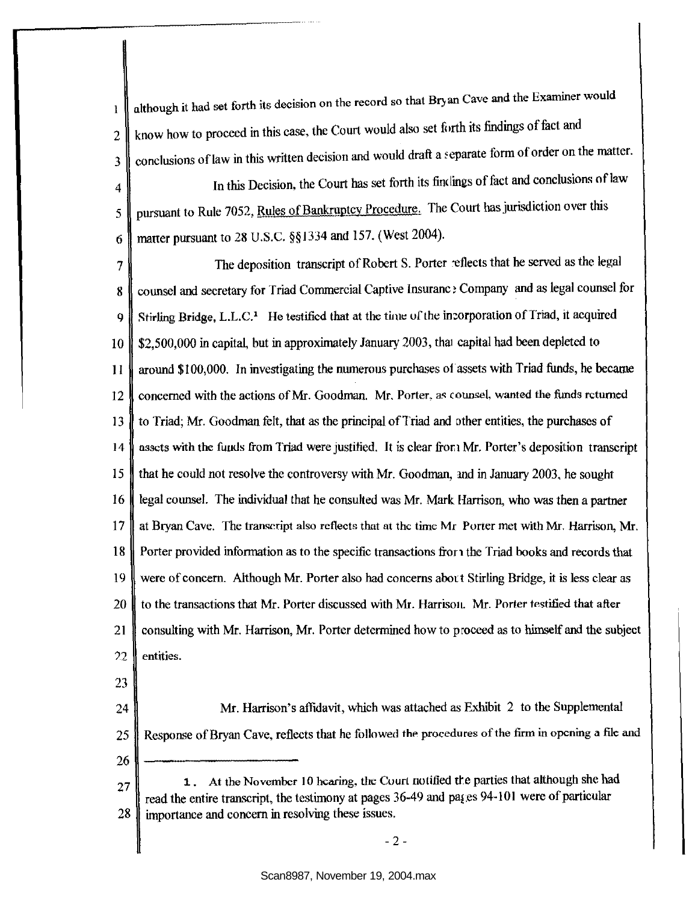although it had set forth its decision on the record so that Bryan Cave and the Examiner would know how to proceed in this case, the Court would also set forth its findings of fact and conclusions of law in this written decision and would draft a separate form of order on the matter.

In this Decision, the Court has set forth its findings of fact and conclusions of law pursuant to Rule 7052, Rules of Bankruptcy Procedure. The Court has jurisdiction over this matter pursuant to 28 U.S.C. §§1334 and 157. (West 2004).

The deposition transcript of Robert S. Porter reflects that he served as the legal counsel and secretary for Triad Commercial Captive Insurance Company and as legal counsel for Stirling Bridge, L.L.C.[1] He testified that at the time of the incorporation of Triad, it acquired $2,500,000 in capital, but in approximately January 2003, that capital had been depleted to around $100,000. In investigating the numerous purchases of assets with Triad funds, he became concerned with the actions of Mr. Goodman. Mr. Porter, as counsel, wanted the funds returned to Triad; Mr. Goodman felt, that as the principal of Triad and other entities, the purchases of assets with the funds from Triad were justified. It is clear from Mr. Porter's deposition transcript that he could not resolve the controversy with Mr. Goodman, and in January 2003, he sought legal counsel. The individual that he consulted was Mr. Mark Harrison, who was then a partner at Bryan Cave. The transcript also reflects that at the time Mr Porter met with Mr. Harrison, Mr. Porter provided information as to the specific transactions from the Triad books and records that were of concern. Although Mr. Porter also had concerns about Stirling Bridge, it is less clear as to the transactions that Mr. Porter discussed with Mr. Harrison. Mr. Porter testified that after consulting with Mr. Harrison, Mr. Porter determined how to proceed as to himself and the subject entities.

Mr. Harrison's affidavit, which was attached as Exhibit 2 to the Supplemental Response of Bryan Cave, reflects that he followed the procedures of the firm in opening a file and

---

1. At the November 10 hearing, the Court notified the parties that although she had read the entire transcript, the testimony at pages 36-49 and pages 94-101 were of particular importance and concern in resolving these issues.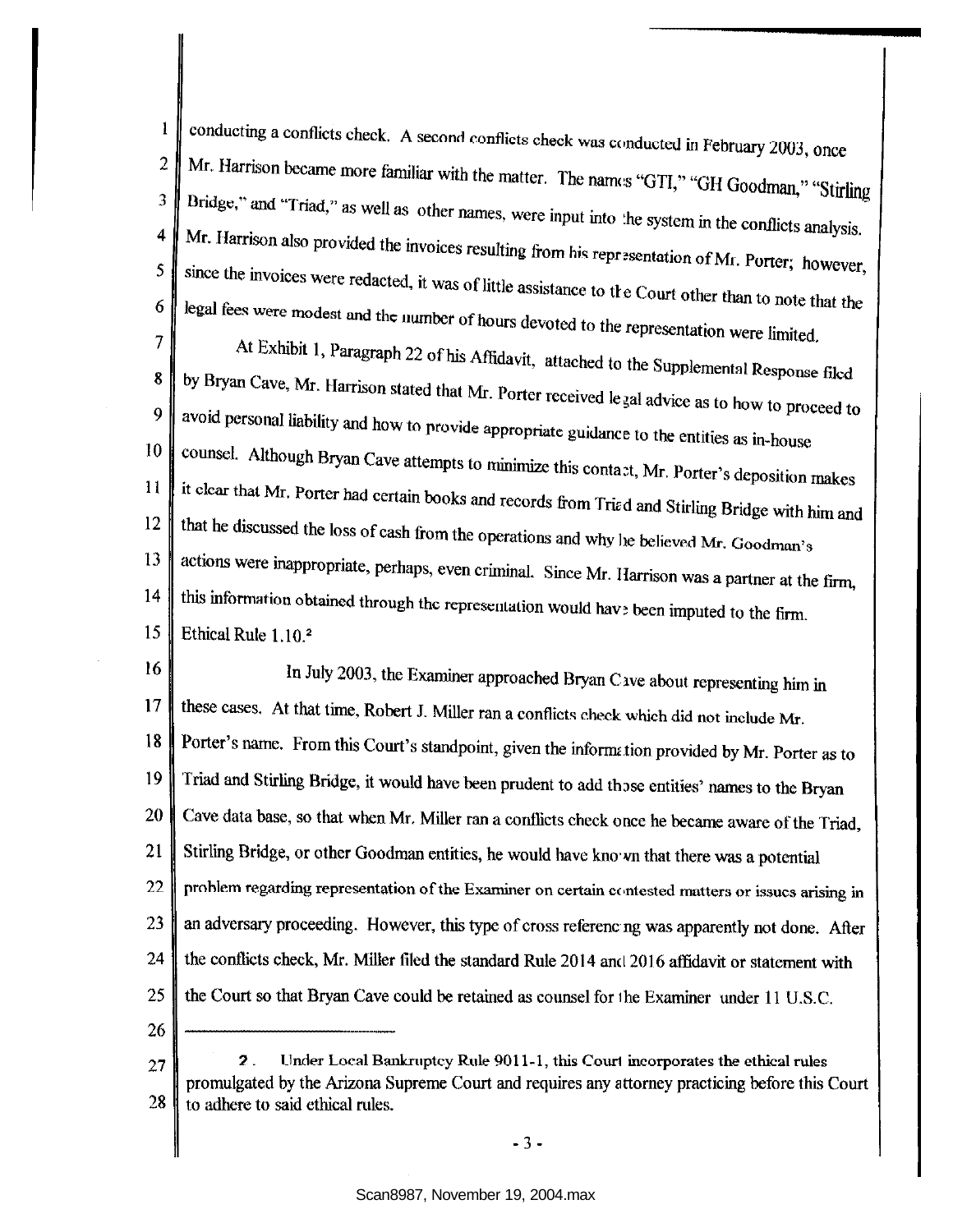conducting a conflicts check. A second conflicts check was conducted in February 2003, once Mr. Harrison became more familiar with the matter. The names "GTI," "GH Goodman," "Stirling Bridge," and "Triad," as well as other names, were input into the system in the conflicts analysis. Mr. Harrison also provided the invoices resulting from his representation of Mr. Porter; however, since the invoices were redacted, it was of little assistance to the Court other than to note that the legal fees were modest and the number of hours devoted to the representation were limited.

At Exhibit 1, Paragraph 22 of his Affidavit, attached to the Supplemental Response filed by Bryan Cave, Mr. Harrison stated that Mr. Porter received legal advice as to how to proceed to avoid personal liability and how to provide appropriate guidance to the entities as in-house counsel. Although Bryan Cave attempts to minimize this contact, Mr. Porter's deposition makes it clear that Mr. Porter had certain books and records from Triad and Stirling Bridge with him and that he discussed the loss of cash from the operations and why he believed Mr. Goodman's actions were inappropriate, perhaps, even criminal. Since Mr. Harrison was a partner at the firm, this information obtained through the representation would have been imputed to the firm. Ethical Rule 1.10.[2]

In July 2003, the Examiner approached Bryan Cave about representing him in these cases. At that time, Robert J. Miller ran a conflicts check which did not include Mr. Porter's name. From this Court's standpoint, given the information provided by Mr. Porter as to Triad and Stirling Bridge, it would have been prudent to add those entities' names to the Bryan Cave data base, so that when Mr. Miller ran a conflicts check once he became aware of the Triad, Stirling Bridge, or other Goodman entities, he would have known that there was a potential problem regarding representation of the Examiner on certain contested matters or issues arising in an adversary proceeding. However, this type of cross referencing was apparently not done. After the conflicts check, Mr. Miller filed the standard Rule 2014 and 2016 affidavit or statement with the Court so that Bryan Cave could be retained as counsel for the Examiner under 11 U.S.C.

---

[2]. Under Local Bankruptcy Rule 9011-1, this Court incorporates the ethical rules promulgated by the Arizona Supreme Court and requires any attorney practicing before this Court to adhere to said ethical rules.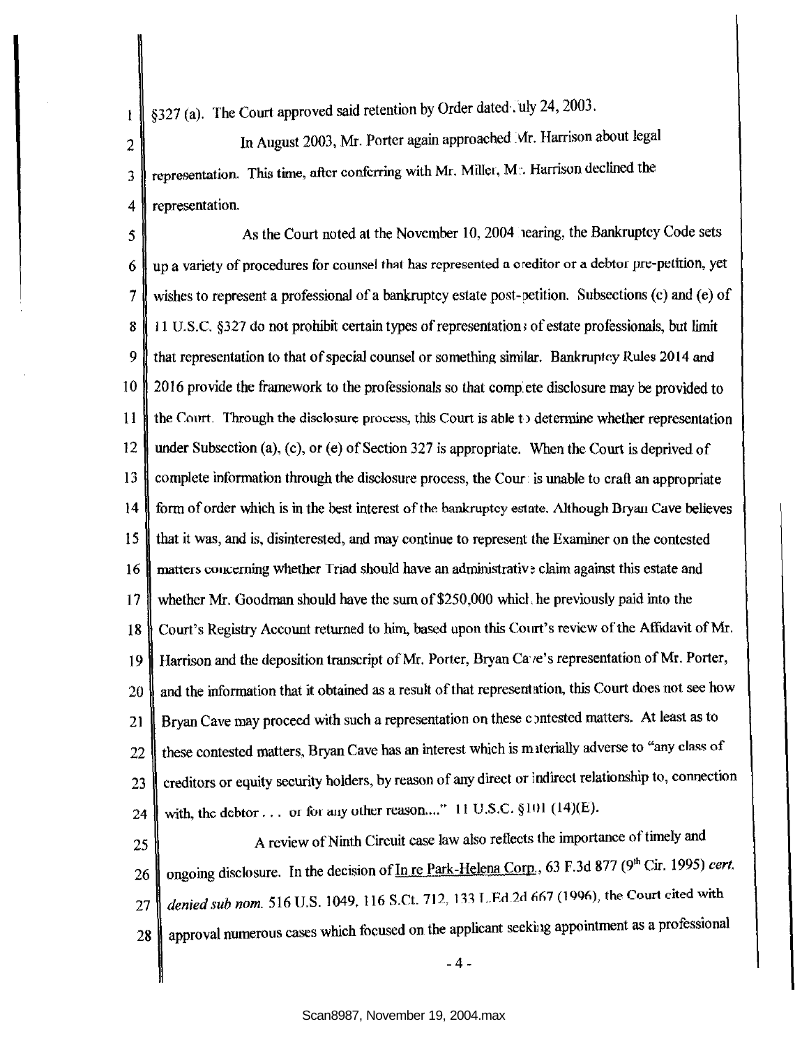§327 (a). The Court approved said retention by Order dated July 24, 2003.

In August 2003, Mr. Porter again approached Mr. Harrison about legal representation. This time, after conferring with Mr. Miller, Mr. Harrison declined the representation.

As the Court noted at the November 10, 2004 hearing, the Bankruptcy Code sets up a variety of procedures for counsel that has represented a creditor or a debtor pre-petition, yet wishes to represent a professional of a bankruptcy estate post-petition. Subsections (c) and (e) of 11 U.S.C. §327 do not prohibit certain types of representations of estate professionals, but limit that representation to that of special counsel or something similar. Bankruptcy Rules 2014 and 2016 provide the framework to the professionals so that complete disclosure may be provided to the Court. Through the disclosure process, this Court is able to determine whether representation under Subsection (a), (c), or (e) of Section 327 is appropriate. When the Court is deprived of complete information through the disclosure process, the Court is unable to craft an appropriate form of order which is in the best interest of the bankruptcy estate. Although Bryan Cave believes that it was, and is, disinterested, and may continue to represent the Examiner on the contested matters concerning whether Triad should have an administrative claim against this estate and whether Mr. Goodman should have the sum of $250,000 which he previously paid into the Court's Registry Account returned to him, based upon this Court's review of the Affidavit of Mr. Harrison and the deposition transcript of Mr. Porter, Bryan Cave's representation of Mr. Porter, and the information that it obtained as a result of that representation, this Court does not see how Bryan Cave may proceed with such a representation on these contested matters. At least as to these contested matters, Bryan Cave has an interest which is materially adverse to "any class of creditors or equity security holders, by reason of any direct or indirect relationship to, connection with, the debtor . . . or for any other reason...." 11 U.S.C. §101 (14)(E).

A review of Ninth Circuit case law also reflects the importance of timely and ongoing disclosure. In the decision of In re Park-Helena Corp., 63 F.3d 877 (9th Cir. 1995) *cert. denied sub nom.* 516 U.S. 1049, 116 S.Ct. 712, 133 L.Ed.2d 667 (1996), the Court cited with approval numerous cases which focused on the applicant seeking appointment as a professional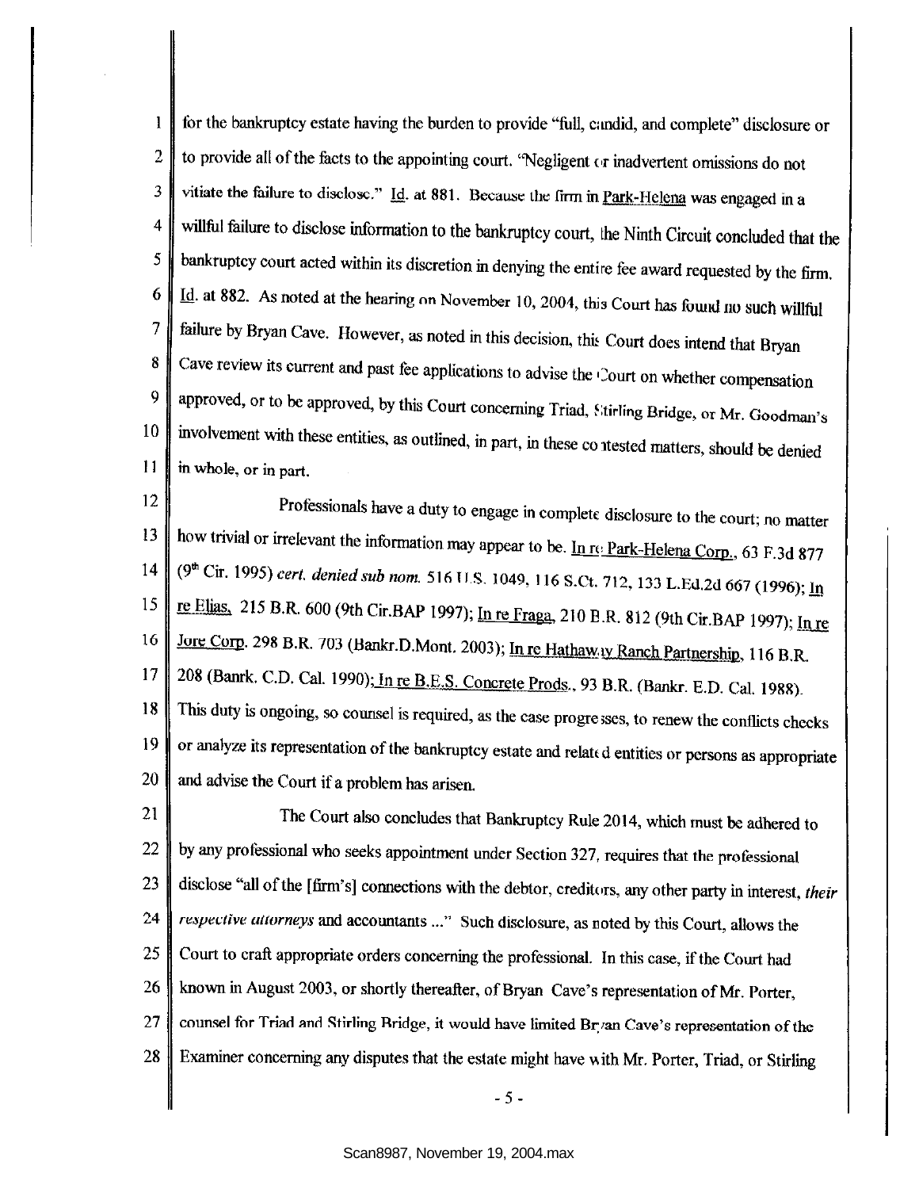for the bankruptcy estate having the burden to provide "full, candid, and complete" disclosure or to provide all of the facts to the appointing court. "Negligent or inadvertent omissions do not vitiate the failure to disclose." Id. at 881. Because the firm in Park-Helena was engaged in a willful failure to disclose information to the bankruptcy court, the Ninth Circuit concluded that the bankruptcy court acted within its discretion in denying the entire fee award requested by the firm. Id. at 882. As noted at the hearing on November 10, 2004, this Court has found no such willful failure by Bryan Cave. However, as noted in this decision, this Court does intend that Bryan Cave review its current and past fee applications to advise the Court on whether compensation approved, or to be approved, by this Court concerning Triad, Stirling Bridge, or Mr. Goodman's involvement with these entities, as outlined, in part, in these contested matters, should be denied in whole, or in part.

Professionals have a duty to engage in complete disclosure to the court; no matter how trivial or irrelevant the information may appear to be. In re Park-Helena Corp., 63 F.3d 877 (9th Cir. 1995) *cert. denied sub nom.* 516 U.S. 1049, 116 S.Ct. 712, 133 L.Ed.2d 667 (1996); In re Elias, 215 B.R. 600 (9th Cir.BAP 1997); In re Fraga, 210 B.R. 812 (9th Cir.BAP 1997); In re Jore Corp. 298 B.R. 703 (Bankr.D.Mont. 2003); In re Hathaway Ranch Partnership, 116 B.R. 208 (Banrk. C.D. Cal. 1990); In re B.E.S. Concrete Prods., 93 B.R. (Bankr. E.D. Cal. 1988). This duty is ongoing, so counsel is required, as the case progresses, to renew the conflicts checks or analyze its representation of the bankruptcy estate and related entities or persons as appropriate and advise the Court if a problem has arisen.

The Court also concludes that Bankruptcy Rule 2014, which must be adhered to by any professional who seeks appointment under Section 327, requires that the professional disclose "all of the [firm's] connections with the debtor, creditors, any other party in interest, *their respective attorneys* and accountants ..." Such disclosure, as noted by this Court, allows the Court to craft appropriate orders concerning the professional. In this case, if the Court had known in August 2003, or shortly thereafter, of Bryan Cave's representation of Mr. Porter, counsel for Triad and Stirling Bridge, it would have limited Bryan Cave's representation of the Examiner concerning any disputes that the estate might have with Mr. Porter, Triad, or Stirling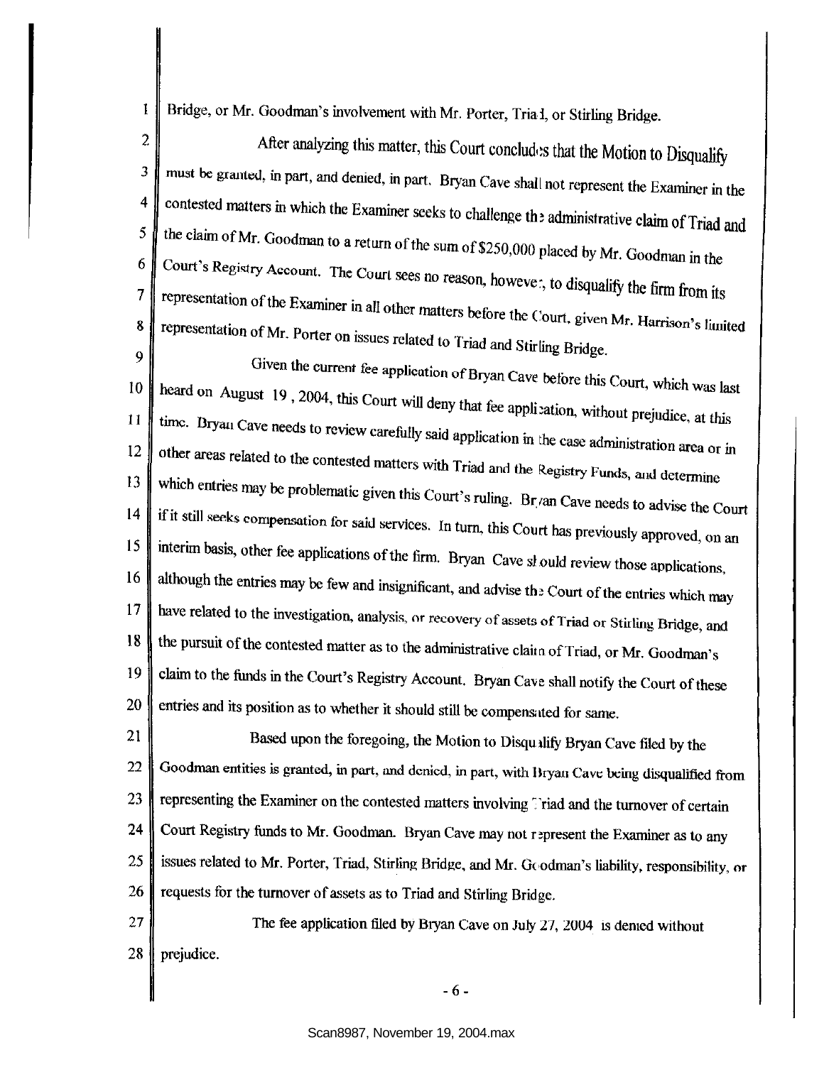Bridge, or Mr. Goodman's involvement with Mr. Porter, Triad, or Stirling Bridge.

After analyzing this matter, this Court concludes that the Motion to Disqualify must be granted, in part, and denied, in part. Bryan Cave shall not represent the Examiner in the contested matters in which the Examiner seeks to challenge the administrative claim of Triad and the claim of Mr. Goodman to a return of the sum of $250,000 placed by Mr. Goodman in the Court's Registry Account. The Court sees no reason, however, to disqualify the firm from its representation of the Examiner in all other matters before the Court, given Mr. Harrison's limited representation of Mr. Porter on issues related to Triad and Stirling Bridge.

Given the current fee application of Bryan Cave before this Court, which was last heard on August 19, 2004, this Court will deny that fee application, without prejudice, at this time. Bryan Cave needs to review carefully said application in the case administration area or in other areas related to the contested matters with Triad and the Registry Funds, and determine which entries may be problematic given this Court's ruling. Bryan Cave needs to advise the Court if it still seeks compensation for said services. In turn, this Court has previously approved, on an interim basis, other fee applications of the firm. Bryan Cave should review those applications, although the entries may be few and insignificant, and advise the Court of the entries which may have related to the investigation, analysis, or recovery of assets of Triad or Stirling Bridge, and the pursuit of the contested matter as to the administrative claim of Triad, or Mr. Goodman's claim to the funds in the Court's Registry Account. Bryan Cave shall notify the Court of these entries and its position as to whether it should still be compensated for same.

Based upon the foregoing, the Motion to Disqualify Bryan Cave filed by the Goodman entities is granted, in part, and denied, in part, with Bryan Cave being disqualified from representing the Examiner on the contested matters involving Triad and the turnover of certain Court Registry funds to Mr. Goodman. Bryan Cave may not represent the Examiner as to any issues related to Mr. Porter, Triad, Stirling Bridge, and Mr. Goodman's liability, responsibility, or requests for the turnover of assets as to Triad and Stirling Bridge.

The fee application filed by Bryan Cave on July 27, 2004 is denied without prejudice.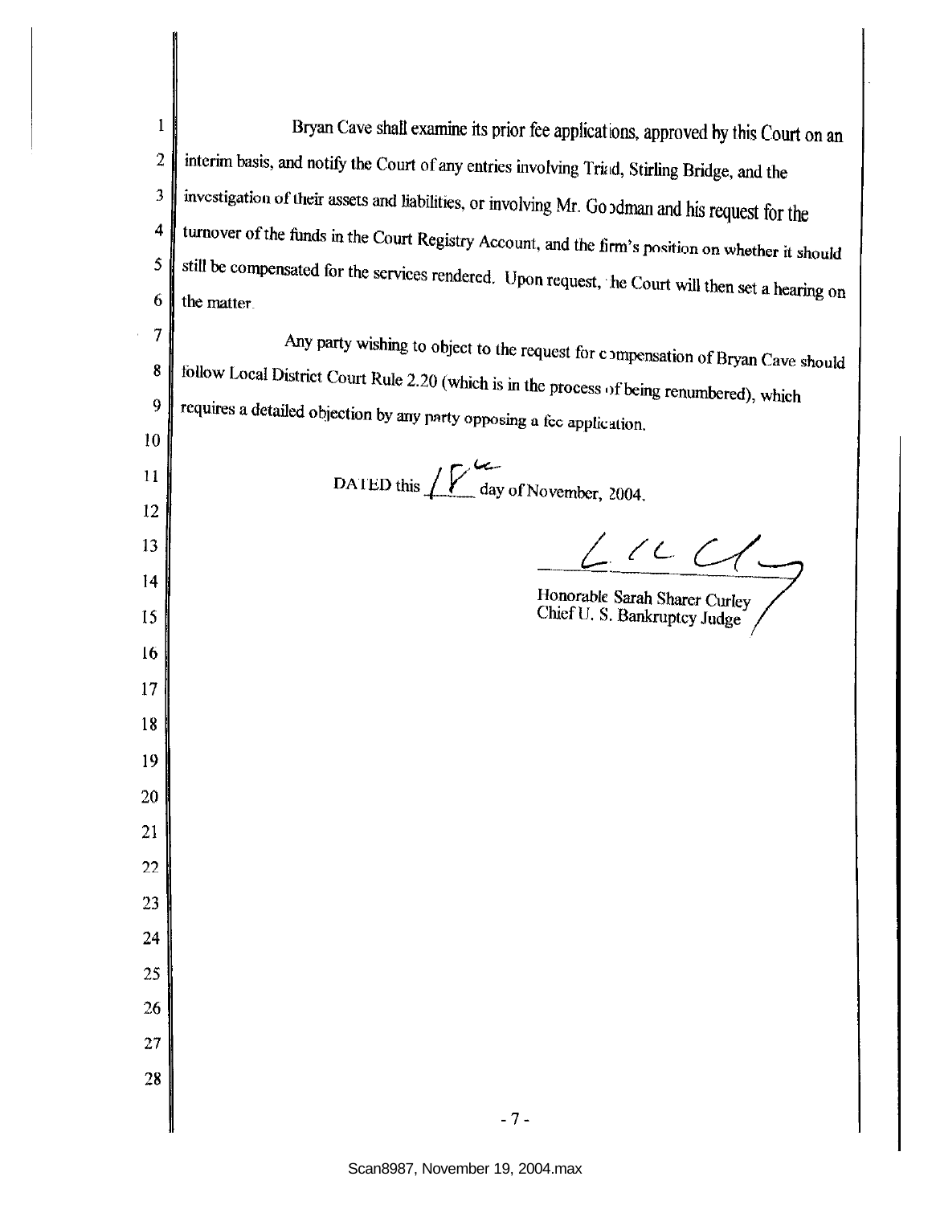Bryan Cave shall examine its prior fee applications, approved by this Court on an interim basis, and notify the Court of any entries involving Triad, Stirling Bridge, and the investigation of their assets and liabilities, or involving Mr. Goodman and his request for the turnover of the funds in the Court Registry Account, and the firm's position on whether it should still be compensated for the services rendered. Upon request, the Court will then set a hearing on the matter.

Any party wishing to object to the request for compensation of Bryan Cave should follow Local District Court Rule 2.20 (which is in the process of being renumbered), which requires a detailed objection by any party opposing a fee application.

DATED this 18th day of November, 2004.

Honorable Sarah Sharer Curley
Chief U. S. Bankruptcy Judge

Scan8987, November 19, 2004.max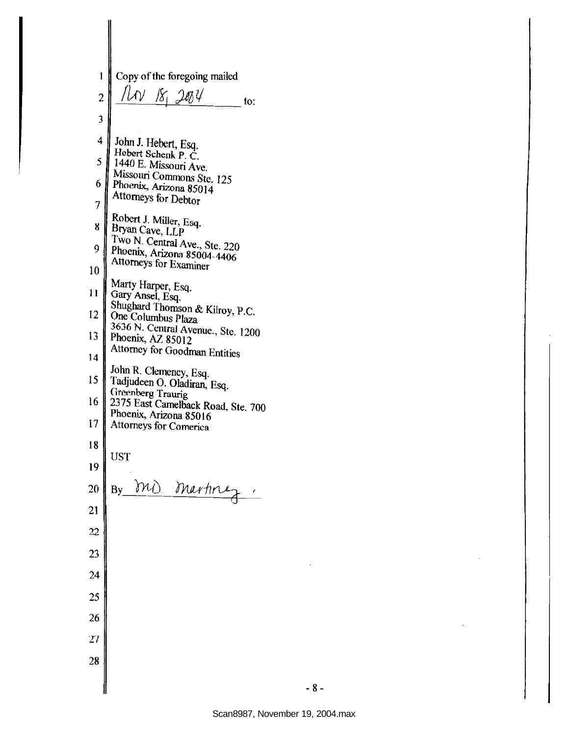Copy of the foregoing mailed

Nov 18, 2004 to:

John J. Hebert, Esq.
Hebert Schenk P. C.
1440 E. Missouri Ave.
Missouri Commons Ste. 125
Phoenix, Arizona 85014
Attorneys for Debtor

Robert J. Miller, Esq.
Bryan Cave, LLP
Two N. Central Ave., Ste. 220
Phoenix, Arizona 85004-4406
Attorneys for Examiner

Marty Harper, Esq.
Gary Ansel, Esq.
Shughard Thomson & Kilroy, P.C.
One Columbus Plaza
3636 N. Central Avenue., Ste. 1200
Phoenix, AZ 85012
Attorney for Goodman Entities

John R. Clemency, Esq.
Tadjudeen O. Oladiran, Esq.
Greenberg Traurig
2375 East Camelback Road, Ste. 700
Phoenix, Arizona 85016
Attorneys for Comerica

UST

By MD. Martinez

Scan8987, November 19, 2004.max